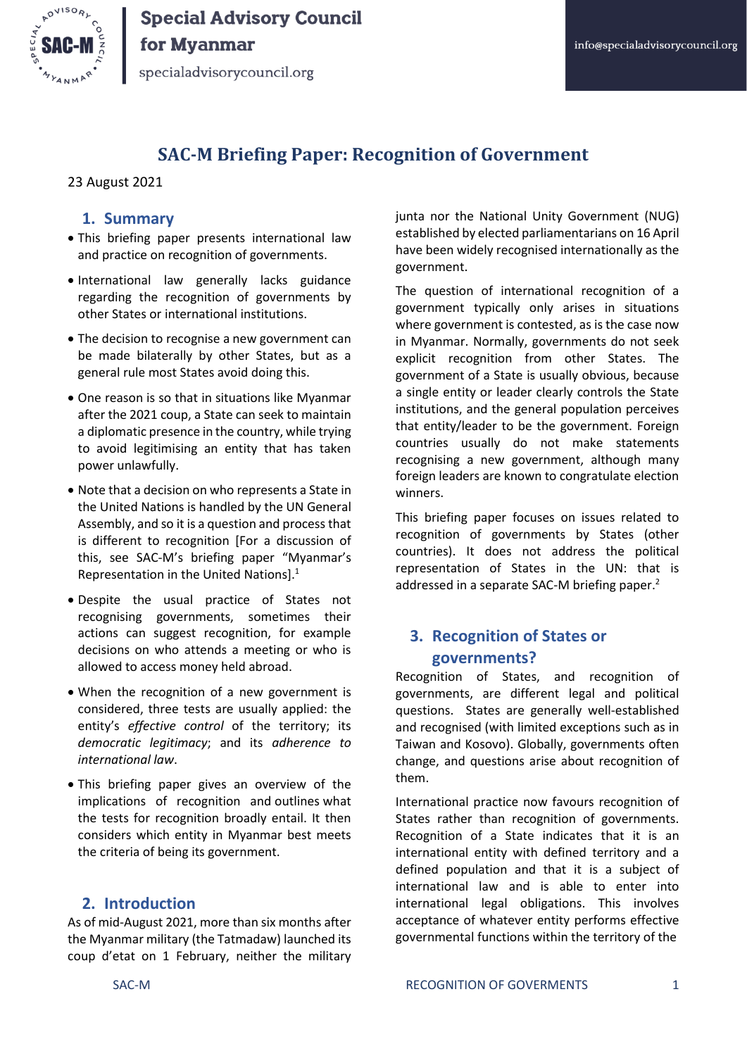# SAC-M Briefing Paper: Recognition of Government

23 August 2021

## 1. Summary

- This briefing paper presents international law and practice on recognition of governments.
- International law generally lacks guidance regarding the recognition of governments by other States or international institutions.
- The decision to recognise a new government can be made bilaterally by other States, but as a general rule most States avoid doing this.
- One reason is so that in situations like Myanmar after the 2021 coup, a State can seek to maintain a diplomatic presence in the country, while trying to avoid legitimising an entity that has taken power unlawfully.
- Note that a decision on who represents a State in the United Nations is handled by the UN General Assembly, and so it is a question and process that is different to recognition [For a discussion of this, see SAC-M's briefing paper "Myanmar's Representation in the United Nations].[1]
- Despite the usual practice of States not recognising governments, sometimes their actions can suggest recognition, for example decisions on who attends a meeting or who is allowed to access money held abroad.
- When the recognition of a new government is considered, three tests are usually applied: the entity's *effective control* of the territory; its *democratic legitimacy*; and its *adherence to international law*.
- This briefing paper gives an overview of the implications of recognition and outlines what the tests for recognition broadly entail. It then considers which entity in Myanmar best meets the criteria of being its government.

## 2. Introduction

As of mid-August 2021, more than six months after the Myanmar military (the Tatmadaw) launched its coup d'etat on 1 February, neither the military junta nor the National Unity Government (NUG) established by elected parliamentarians on 16 April have been widely recognised internationally as the government.

The question of international recognition of a government typically only arises in situations where government is contested, as is the case now in Myanmar. Normally, governments do not seek explicit recognition from other States. The government of a State is usually obvious, because a single entity or leader clearly controls the State institutions, and the general population perceives that entity/leader to be the government. Foreign countries usually do not make statements recognising a new government, although many foreign leaders are known to congratulate election winners.

This briefing paper focuses on issues related to recognition of governments by States (other countries). It does not address the political representation of States in the UN: that is addressed in a separate SAC-M briefing paper.[2]

## 3. Recognition of States or governments?

Recognition of States, and recognition of governments, are different legal and political questions. States are generally well-established and recognised (with limited exceptions such as in Taiwan and Kosovo). Globally, governments often change, and questions arise about recognition of them.

International practice now favours recognition of States rather than recognition of governments. Recognition of a State indicates that it is an international entity with defined territory and a defined population and that it is a subject of international law and is able to enter into international legal obligations. This involves acceptance of whatever entity performs effective governmental functions within the territory of the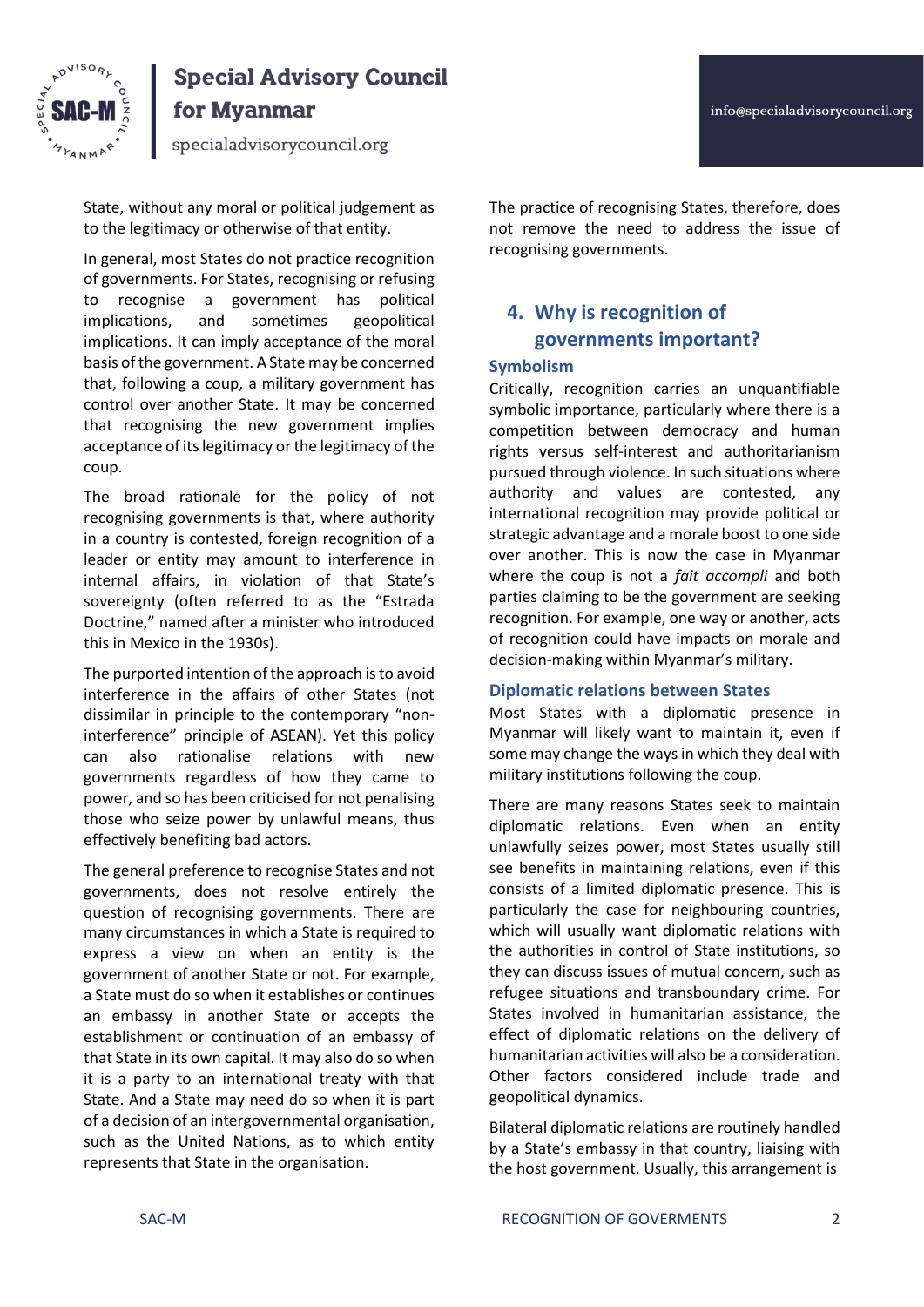State, without any moral or political judgement as to the legitimacy or otherwise of that entity.

In general, most States do not practice recognition of governments. For States, recognising or refusing to recognise a government has political implications, and sometimes geopolitical implications. It can imply acceptance of the moral basis of the government. A State may be concerned that, following a coup, a military government has control over another State. It may be concerned that recognising the new government implies acceptance of its legitimacy or the legitimacy of the coup.

The broad rationale for the policy of not recognising governments is that, where authority in a country is contested, foreign recognition of a leader or entity may amount to interference in internal affairs, in violation of that State's sovereignty (often referred to as the "Estrada Doctrine," named after a minister who introduced this in Mexico in the 1930s).

The purported intention of the approach is to avoid interference in the affairs of other States (not dissimilar in principle to the contemporary "non-interference" principle of ASEAN). Yet this policy can also rationalise relations with new governments regardless of how they came to power, and so has been criticised for not penalising those who seize power by unlawful means, thus effectively benefiting bad actors.

The general preference to recognise States and not governments, does not resolve entirely the question of recognising governments. There are many circumstances in which a State is required to express a view on when an entity is the government of another State or not. For example, a State must do so when it establishes or continues an embassy in another State or accepts the establishment or continuation of an embassy of that State in its own capital. It may also do so when it is a party to an international treaty with that State. And a State may need do so when it is part of a decision of an intergovernmental organisation, such as the United Nations, as to which entity represents that State in the organisation.

The practice of recognising States, therefore, does not remove the need to address the issue of recognising governments.

## 4. Why is recognition of governments important?

### Symbolism

Critically, recognition carries an unquantifiable symbolic importance, particularly where there is a competition between democracy and human rights versus self-interest and authoritarianism pursued through violence. In such situations where authority and values are contested, any international recognition may provide political or strategic advantage and a morale boost to one side over another. This is now the case in Myanmar where the coup is not a *fait accompli* and both parties claiming to be the government are seeking recognition. For example, one way or another, acts of recognition could have impacts on morale and decision-making within Myanmar's military.

### Diplomatic relations between States

Most States with a diplomatic presence in Myanmar will likely want to maintain it, even if some may change the ways in which they deal with military institutions following the coup.

There are many reasons States seek to maintain diplomatic relations. Even when an entity unlawfully seizes power, most States usually still see benefits in maintaining relations, even if this consists of a limited diplomatic presence. This is particularly the case for neighbouring countries, which will usually want diplomatic relations with the authorities in control of State institutions, so they can discuss issues of mutual concern, such as refugee situations and transboundary crime. For States involved in humanitarian assistance, the effect of diplomatic relations on the delivery of humanitarian activities will also be a consideration. Other factors considered include trade and geopolitical dynamics.

Bilateral diplomatic relations are routinely handled by a State's embassy in that country, liaising with the host government. Usually, this arrangement is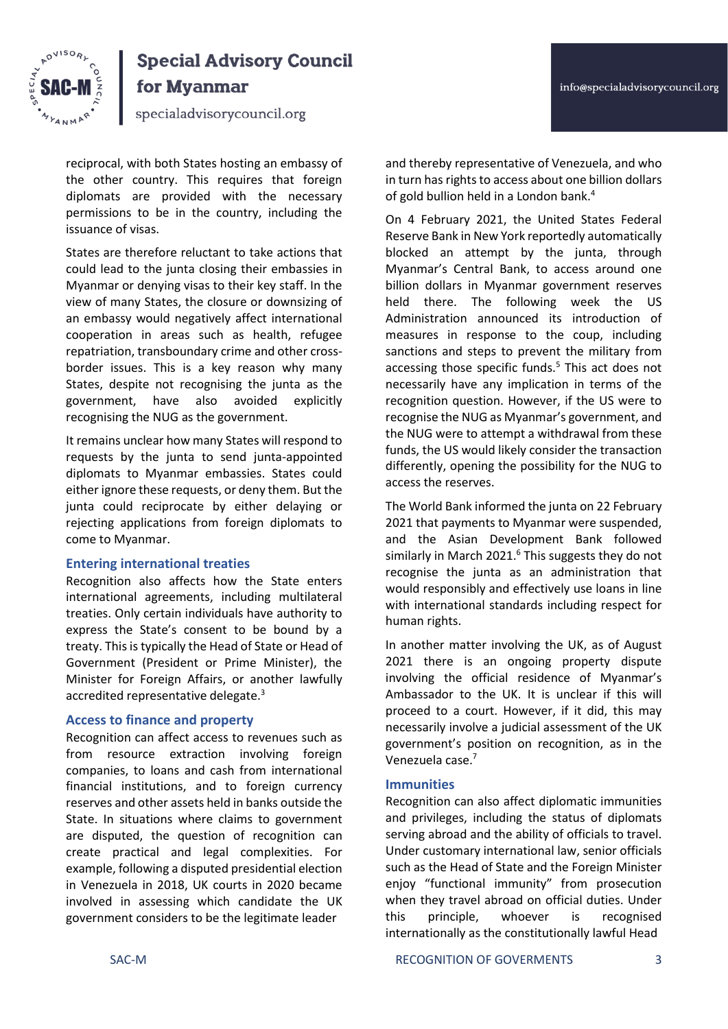reciprocal, with both States hosting an embassy of the other country. This requires that foreign diplomats are provided with the necessary permissions to be in the country, including the issuance of visas.

States are therefore reluctant to take actions that could lead to the junta closing their embassies in Myanmar or denying visas to their key staff. In the view of many States, the closure or downsizing of an embassy would negatively affect international cooperation in areas such as health, refugee repatriation, transboundary crime and other cross-border issues. This is a key reason why many States, despite not recognising the junta as the government, have also avoided explicitly recognising the NUG as the government.

It remains unclear how many States will respond to requests by the junta to send junta-appointed diplomats to Myanmar embassies. States could either ignore these requests, or deny them. But the junta could reciprocate by either delaying or rejecting applications from foreign diplomats to come to Myanmar.

### Entering international treaties

Recognition also affects how the State enters international agreements, including multilateral treaties. Only certain individuals have authority to express the State's consent to be bound by a treaty. This is typically the Head of State or Head of Government (President or Prime Minister), the Minister for Foreign Affairs, or another lawfully accredited representative delegate.[3]

### Access to finance and property

Recognition can affect access to revenues such as from resource extraction involving foreign companies, to loans and cash from international financial institutions, and to foreign currency reserves and other assets held in banks outside the State. In situations where claims to government are disputed, the question of recognition can create practical and legal complexities. For example, following a disputed presidential election in Venezuela in 2018, UK courts in 2020 became involved in assessing which candidate the UK government considers to be the legitimate leader and thereby representative of Venezuela, and who in turn has rights to access about one billion dollars of gold bullion held in a London bank.[4]

On 4 February 2021, the United States Federal Reserve Bank in New York reportedly automatically blocked an attempt by the junta, through Myanmar's Central Bank, to access around one billion dollars in Myanmar government reserves held there. The following week the US Administration announced its introduction of measures in response to the coup, including sanctions and steps to prevent the military from accessing those specific funds.[5] This act does not necessarily have any implication in terms of the recognition question. However, if the US were to recognise the NUG as Myanmar's government, and the NUG were to attempt a withdrawal from these funds, the US would likely consider the transaction differently, opening the possibility for the NUG to access the reserves.

The World Bank informed the junta on 22 February 2021 that payments to Myanmar were suspended, and the Asian Development Bank followed similarly in March 2021.[6] This suggests they do not recognise the junta as an administration that would responsibly and effectively use loans in line with international standards including respect for human rights.

In another matter involving the UK, as of August 2021 there is an ongoing property dispute involving the official residence of Myanmar's Ambassador to the UK. It is unclear if this will proceed to a court. However, if it did, this may necessarily involve a judicial assessment of the UK government's position on recognition, as in the Venezuela case.[7]

### Immunities

Recognition can also affect diplomatic immunities and privileges, including the status of diplomats serving abroad and the ability of officials to travel. Under customary international law, senior officials such as the Head of State and the Foreign Minister enjoy "functional immunity" from prosecution when they travel abroad on official duties. Under this principle, whoever is recognised internationally as the constitutionally lawful Head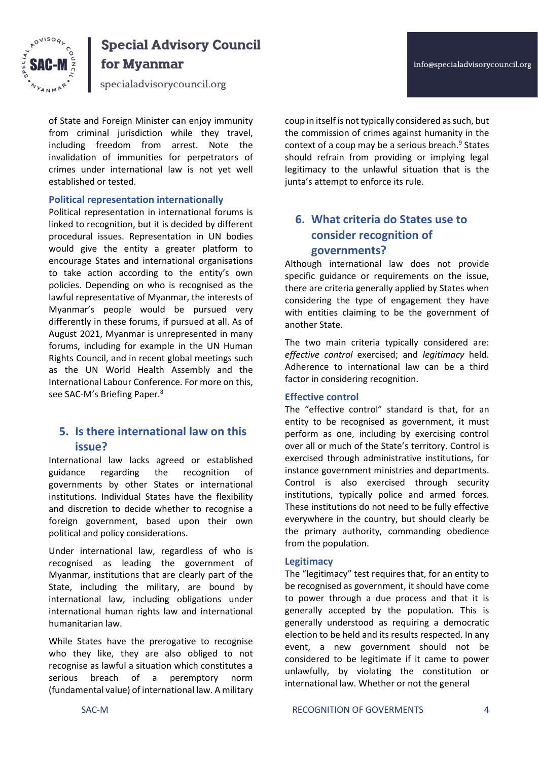of State and Foreign Minister can enjoy immunity from criminal jurisdiction while they travel, including freedom from arrest. Note the invalidation of immunities for perpetrators of crimes under international law is not yet well established or tested.

### Political representation internationally

Political representation in international forums is linked to recognition, but it is decided by different procedural issues. Representation in UN bodies would give the entity a greater platform to encourage States and international organisations to take action according to the entity's own policies. Depending on who is recognised as the lawful representative of Myanmar, the interests of Myanmar's people would be pursued very differently in these forums, if pursued at all. As of August 2021, Myanmar is unrepresented in many forums, including for example in the UN Human Rights Council, and in recent global meetings such as the UN World Health Assembly and the International Labour Conference. For more on this, see SAC-M's Briefing Paper.[8]

## 5. Is there international law on this issue?

International law lacks agreed or established guidance regarding the recognition of governments by other States or international institutions. Individual States have the flexibility and discretion to decide whether to recognise a foreign government, based upon their own political and policy considerations.

Under international law, regardless of who is recognised as leading the government of Myanmar, institutions that are clearly part of the State, including the military, are bound by international law, including obligations under international human rights law and international humanitarian law.

While States have the prerogative to recognise who they like, they are also obliged to not recognise as lawful a situation which constitutes a serious breach of a peremptory norm (fundamental value) of international law. A military coup in itself is not typically considered as such, but the commission of crimes against humanity in the context of a coup may be a serious breach.[9] States should refrain from providing or implying legal legitimacy to the unlawful situation that is the junta's attempt to enforce its rule.

## 6. What criteria do States use to consider recognition of governments?

Although international law does not provide specific guidance or requirements on the issue, there are criteria generally applied by States when considering the type of engagement they have with entities claiming to be the government of another State.

The two main criteria typically considered are: *effective control* exercised; and *legitimacy* held. Adherence to international law can be a third factor in considering recognition.

### Effective control

The "effective control" standard is that, for an entity to be recognised as government, it must perform as one, including by exercising control over all or much of the State's territory. Control is exercised through administrative institutions, for instance government ministries and departments. Control is also exercised through security institutions, typically police and armed forces. These institutions do not need to be fully effective everywhere in the country, but should clearly be the primary authority, commanding obedience from the population.

### Legitimacy

The "legitimacy" test requires that, for an entity to be recognised as government, it should have come to power through a due process and that it is generally accepted by the population. This is generally understood as requiring a democratic election to be held and its results respected. In any event, a new government should not be considered to be legitimate if it came to power unlawfully, by violating the constitution or international law. Whether or not the general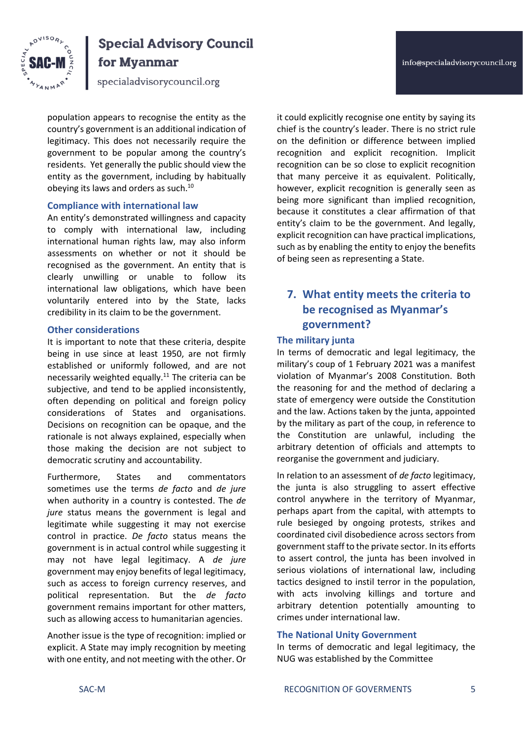population appears to recognise the entity as the country's government is an additional indication of legitimacy. This does not necessarily require the government to be popular among the country's residents. Yet generally the public should view the entity as the government, including by habitually obeying its laws and orders as such.[10]

### Compliance with international law

An entity's demonstrated willingness and capacity to comply with international law, including international human rights law, may also inform assessments on whether or not it should be recognised as the government. An entity that is clearly unwilling or unable to follow its international law obligations, which have been voluntarily entered into by the State, lacks credibility in its claim to be the government.

### Other considerations

It is important to note that these criteria, despite being in use since at least 1950, are not firmly established or uniformly followed, and are not necessarily weighted equally.[11] The criteria can be subjective, and tend to be applied inconsistently, often depending on political and foreign policy considerations of States and organisations. Decisions on recognition can be opaque, and the rationale is not always explained, especially when those making the decision are not subject to democratic scrutiny and accountability.

Furthermore, States and commentators sometimes use the terms *de facto* and *de jure* when authority in a country is contested. The *de jure* status means the government is legal and legitimate while suggesting it may not exercise control in practice. *De facto* status means the government is in actual control while suggesting it may not have legal legitimacy. A *de jure* government may enjoy benefits of legal legitimacy, such as access to foreign currency reserves, and political representation. But the *de facto* government remains important for other matters, such as allowing access to humanitarian agencies.

Another issue is the type of recognition: implied or explicit. A State may imply recognition by meeting with one entity, and not meeting with the other. Or it could explicitly recognise one entity by saying its chief is the country's leader. There is no strict rule on the definition or difference between implied recognition and explicit recognition. Implicit recognition can be so close to explicit recognition that many perceive it as equivalent. Politically, however, explicit recognition is generally seen as being more significant than implied recognition, because it constitutes a clear affirmation of that entity's claim to be the government. And legally, explicit recognition can have practical implications, such as by enabling the entity to enjoy the benefits of being seen as representing a State.

## 7. What entity meets the criteria to be recognised as Myanmar's government?

### The military junta

In terms of democratic and legal legitimacy, the military's coup of 1 February 2021 was a manifest violation of Myanmar's 2008 Constitution. Both the reasoning for and the method of declaring a state of emergency were outside the Constitution and the law. Actions taken by the junta, appointed by the military as part of the coup, in reference to the Constitution are unlawful, including the arbitrary detention of officials and attempts to reorganise the government and judiciary.

In relation to an assessment of *de facto* legitimacy, the junta is also struggling to assert effective control anywhere in the territory of Myanmar, perhaps apart from the capital, with attempts to rule besieged by ongoing protests, strikes and coordinated civil disobedience across sectors from government staff to the private sector. In its efforts to assert control, the junta has been involved in serious violations of international law, including tactics designed to instil terror in the population, with acts involving killings and torture and arbitrary detention potentially amounting to crimes under international law.

### The National Unity Government

In terms of democratic and legal legitimacy, the NUG was established by the Committee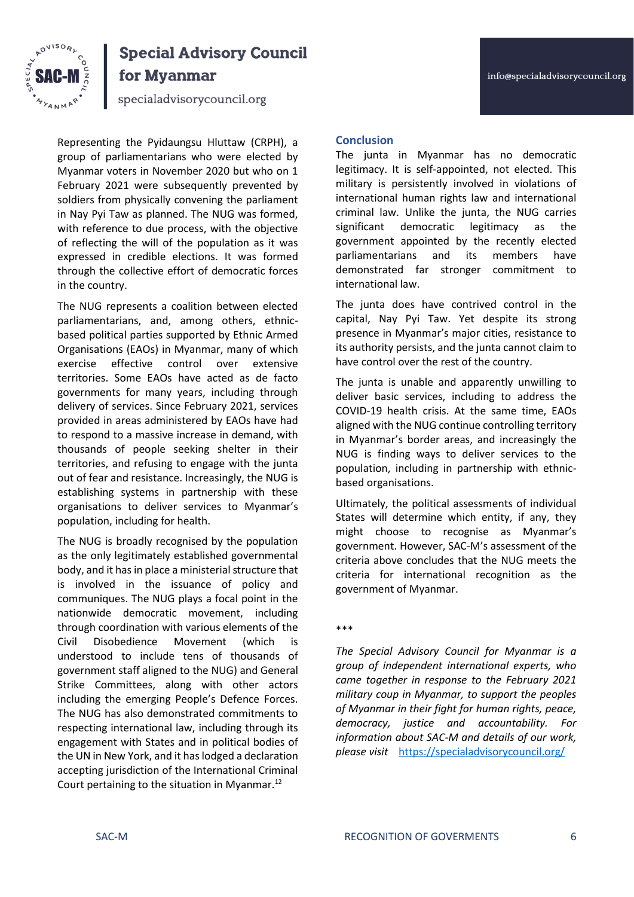Representing the Pyidaungsu Hluttaw (CRPH), a group of parliamentarians who were elected by Myanmar voters in November 2020 but who on 1 February 2021 were subsequently prevented by soldiers from physically convening the parliament in Nay Pyi Taw as planned. The NUG was formed, with reference to due process, with the objective of reflecting the will of the population as it was expressed in credible elections. It was formed through the collective effort of democratic forces in the country.

The NUG represents a coalition between elected parliamentarians, and, among others, ethnic-based political parties supported by Ethnic Armed Organisations (EAOs) in Myanmar, many of which exercise effective control over extensive territories. Some EAOs have acted as de facto governments for many years, including through delivery of services. Since February 2021, services provided in areas administered by EAOs have had to respond to a massive increase in demand, with thousands of people seeking shelter in their territories, and refusing to engage with the junta out of fear and resistance. Increasingly, the NUG is establishing systems in partnership with these organisations to deliver services to Myanmar's population, including for health.

The NUG is broadly recognised by the population as the only legitimately established governmental body, and it has in place a ministerial structure that is involved in the issuance of policy and communiques. The NUG plays a focal point in the nationwide democratic movement, including through coordination with various elements of the Civil Disobedience Movement (which is understood to include tens of thousands of government staff aligned to the NUG) and General Strike Committees, along with other actors including the emerging People's Defence Forces. The NUG has also demonstrated commitments to respecting international law, including through its engagement with States and in political bodies of the UN in New York, and it has lodged a declaration accepting jurisdiction of the International Criminal Court pertaining to the situation in Myanmar.[12]

## Conclusion

The junta in Myanmar has no democratic legitimacy. It is self-appointed, not elected. This military is persistently involved in violations of international human rights law and international criminal law. Unlike the junta, the NUG carries significant democratic legitimacy as the government appointed by the recently elected parliamentarians and its members have demonstrated far stronger commitment to international law.

The junta does have contrived control in the capital, Nay Pyi Taw. Yet despite its strong presence in Myanmar's major cities, resistance to its authority persists, and the junta cannot claim to have control over the rest of the country.

The junta is unable and apparently unwilling to deliver basic services, including to address the COVID-19 health crisis. At the same time, EAOs aligned with the NUG continue controlling territory in Myanmar's border areas, and increasingly the NUG is finding ways to deliver services to the population, including in partnership with ethnic-based organisations.

Ultimately, the political assessments of individual States will determine which entity, if any, they might choose to recognise as Myanmar's government. However, SAC-M's assessment of the criteria above concludes that the NUG meets the criteria for international recognition as the government of Myanmar.

***

*The Special Advisory Council for Myanmar is a group of independent international experts, who came together in response to the February 2021 military coup in Myanmar, to support the peoples of Myanmar in their fight for human rights, peace, democracy, justice and accountability. For information about SAC-M and details of our work, please visit* https://specialadvisorycouncil.org/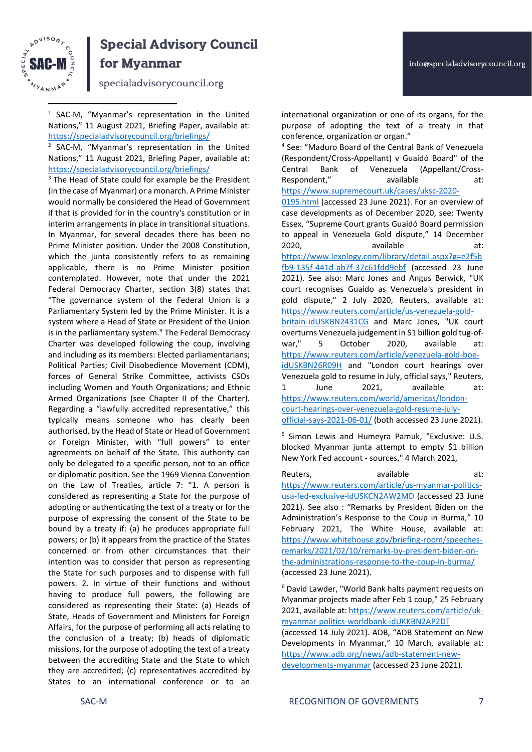[1] SAC-M, "Myanmar's representation in the United Nations," 11 August 2021, Briefing Paper, available at: https://specialadvisorycouncil.org/briefings/

[2] SAC-M, "Myanmar's representation in the United Nations," 11 August 2021, Briefing Paper, available at: https://specialadvisorycouncil.org/briefings/

[3] The Head of State could for example be the President (in the case of Myanmar) or a monarch. A Prime Minister would normally be considered the Head of Government if that is provided for in the country's constitution or in interim arrangements in place in transitional situations. In Myanmar, for several decades there has been no Prime Minister position. Under the 2008 Constitution, which the junta consistently refers to as remaining applicable, there is no Prime Minister position contemplated. However, note that under the 2021 Federal Democracy Charter, section 3(8) states that "The governance system of the Federal Union is a Parliamentary System led by the Prime Minister. It is a system where a Head of State or President of the Union is in the parliamentary system." The Federal Democracy Charter was developed following the coup, involving and including as its members: Elected parliamentarians; Political Parties; Civil Disobedience Movement (CDM), forces of General Strike Committee, activists CSOs including Women and Youth Organizations; and Ethnic Armed Organizations (see Chapter II of the Charter). Regarding a "lawfully accredited representative," this typically means someone who has clearly been authorised, by the Head of State or Head of Government or Foreign Minister, with "full powers" to enter agreements on behalf of the State. This authority can only be delegated to a specific person, not to an office or diplomatic position. See the 1969 Vienna Convention on the Law of Treaties, article 7: "1. A person is considered as representing a State for the purpose of adopting or authenticating the text of a treaty or for the purpose of expressing the consent of the State to be bound by a treaty if: (a) he produces appropriate full powers; or (b) it appears from the practice of the States concerned or from other circumstances that their intention was to consider that person as representing the State for such purposes and to dispense with full powers. 2. In virtue of their functions and without having to produce full powers, the following are considered as representing their State: (a) Heads of State, Heads of Government and Ministers for Foreign Affairs, for the purpose of performing all acts relating to the conclusion of a treaty; (b) heads of diplomatic missions, for the purpose of adopting the text of a treaty between the accrediting State and the State to which they are accredited; (c) representatives accredited by States to an international conference or to an international organization or one of its organs, for the purpose of adopting the text of a treaty in that conference, organization or organ."

[4] See: "Maduro Board of the Central Bank of Venezuela (Respondent/Cross-Appellant) v Guaidó Board" of the Central Bank of Venezuela (Appellant/Cross-Respondent," available at: https://www.supremecourt.uk/cases/uksc-2020-0195.html (accessed 23 June 2021). For an overview of case developments as of December 2020, see: Twenty Essex, "Supreme Court grants Guaidó Board permission to appeal in Venezuela Gold dispute," 14 December 2020, available at: https://www.lexology.com/library/detail.aspx?g=e2f5bfb9-135f-441d-ab7f-37c61fdd9ebf (accessed 23 June 2021). See also: Marc Jones and Angus Berwick, "UK court recognises Guaido as Venezuela's president in gold dispute," 2 July 2020, Reuters, available at: https://www.reuters.com/article/us-venezuela-gold-britain-idUSKBN2431CG and Marc Jones, "UK court overturns Venezuela judgement in $1 billion gold tug-of-war," 5 October 2020, available at: https://www.reuters.com/article/venezuela-gold-boe-idUSKBN26R09H and "London court hearings over Venezuela gold to resume in July, official says," Reuters, 1 June 2021, available at: https://www.reuters.com/world/americas/london-court-hearings-over-venezuela-gold-resume-july-official-says-2021-06-01/ (both accessed 23 June 2021).

[5] Simon Lewis and Humeyra Pamuk, "Exclusive: U.S. blocked Myanmar junta attempt to empty $1 billion New York Fed account - sources," 4 March 2021,

Reuters, available at: https://www.reuters.com/article/us-myanmar-politics-usa-fed-exclusive-idUSKCN2AW2MD (accessed 23 June 2021). See also : "Remarks by President Biden on the Administration's Response to the Coup in Burma," 10 February 2021, The White House, available at: https://www.whitehouse.gov/briefing-room/speeches-remarks/2021/02/10/remarks-by-president-biden-on-the-administrations-response-to-the-coup-in-burma/ (accessed 23 June 2021).

[6] David Lawder, "World Bank halts payment requests on Myanmar projects made after Feb 1 coup," 25 February 2021, available at: https://www.reuters.com/article/uk-myanmar-politics-worldbank-idUKKBN2AP2DT (accessed 14 July 2021). ADB, "ADB Statement on New Developments in Myanmar," 10 March, available at: https://www.adb.org/news/adb-statement-new-developments-myanmar (accessed 23 June 2021).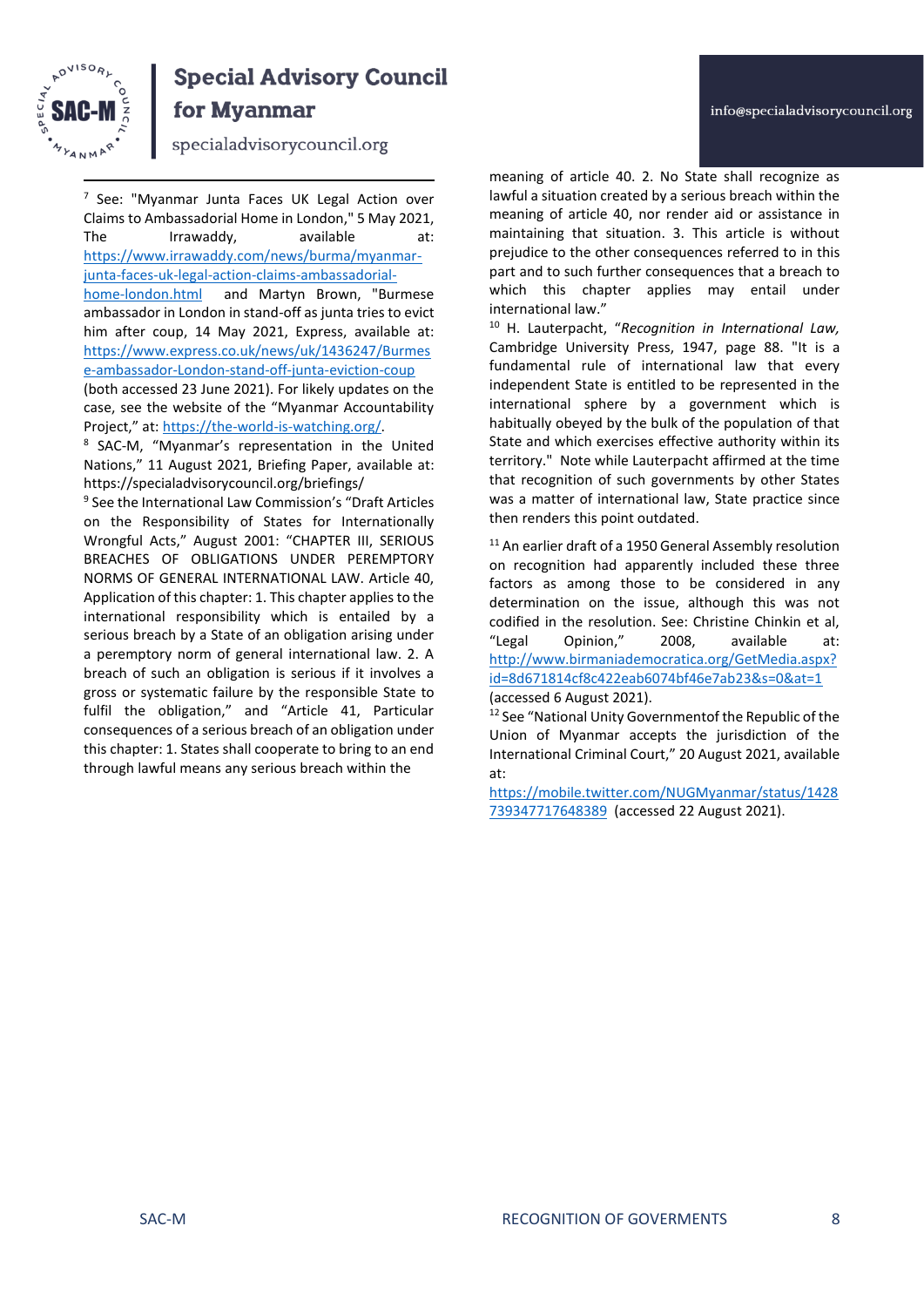[7] See: "Myanmar Junta Faces UK Legal Action over Claims to Ambassadorial Home in London," 5 May 2021, The Irrawaddy, available at: https://www.irrawaddy.com/news/burma/myanmar-junta-faces-uk-legal-action-claims-ambassadorial-home-london.html and Martyn Brown, "Burmese ambassador in London in stand-off as junta tries to evict him after coup, 14 May 2021, Express, available at: https://www.express.co.uk/news/uk/1436247/Burmese-ambassador-London-stand-off-junta-eviction-coup (both accessed 23 June 2021). For likely updates on the case, see the website of the "Myanmar Accountability Project," at: https://the-world-is-watching.org/.

[8] SAC-M, "Myanmar's representation in the United Nations," 11 August 2021, Briefing Paper, available at: https://specialadvisorycouncil.org/briefings/

[9] See the International Law Commission's "Draft Articles on the Responsibility of States for Internationally Wrongful Acts," August 2001: "CHAPTER III, SERIOUS BREACHES OF OBLIGATIONS UNDER PEREMPTORY NORMS OF GENERAL INTERNATIONAL LAW. Article 40, Application of this chapter: 1. This chapter applies to the international responsibility which is entailed by a serious breach by a State of an obligation arising under a peremptory norm of general international law. 2. A breach of such an obligation is serious if it involves a gross or systematic failure by the responsible State to fulfil the obligation," and "Article 41, Particular consequences of a serious breach of an obligation under this chapter: 1. States shall cooperate to bring to an end through lawful means any serious breach within the meaning of article 40. 2. No State shall recognize as lawful a situation created by a serious breach within the meaning of article 40, nor render aid or assistance in maintaining that situation. 3. This article is without prejudice to the other consequences referred to in this part and to such further consequences that a breach to which this chapter applies may entail under international law."

[10] H. Lauterpacht, "*Recognition in International Law,* Cambridge University Press, 1947, page 88. "It is a fundamental rule of international law that every independent State is entitled to be represented in the international sphere by a government which is habitually obeyed by the bulk of the population of that State and which exercises effective authority within its territory." Note while Lauterpacht affirmed at the time that recognition of such governments by other States was a matter of international law, State practice since then renders this point outdated.

[11] An earlier draft of a 1950 General Assembly resolution on recognition had apparently included these three factors as among those to be considered in any determination on the issue, although this was not codified in the resolution. See: Christine Chinkin et al, "Legal Opinion," 2008, available at: http://www.birmaniademocratica.org/GetMedia.aspx?id=8d671814cf8c422eab6074bf46e7ab23&s=0&at=1 (accessed 6 August 2021).

[12] See "National Unity Governmentof the Republic of the Union of Myanmar accepts the jurisdiction of the International Criminal Court," 20 August 2021, available at: https://mobile.twitter.com/NUGMyanmar/status/1428739347717648389 (accessed 22 August 2021).